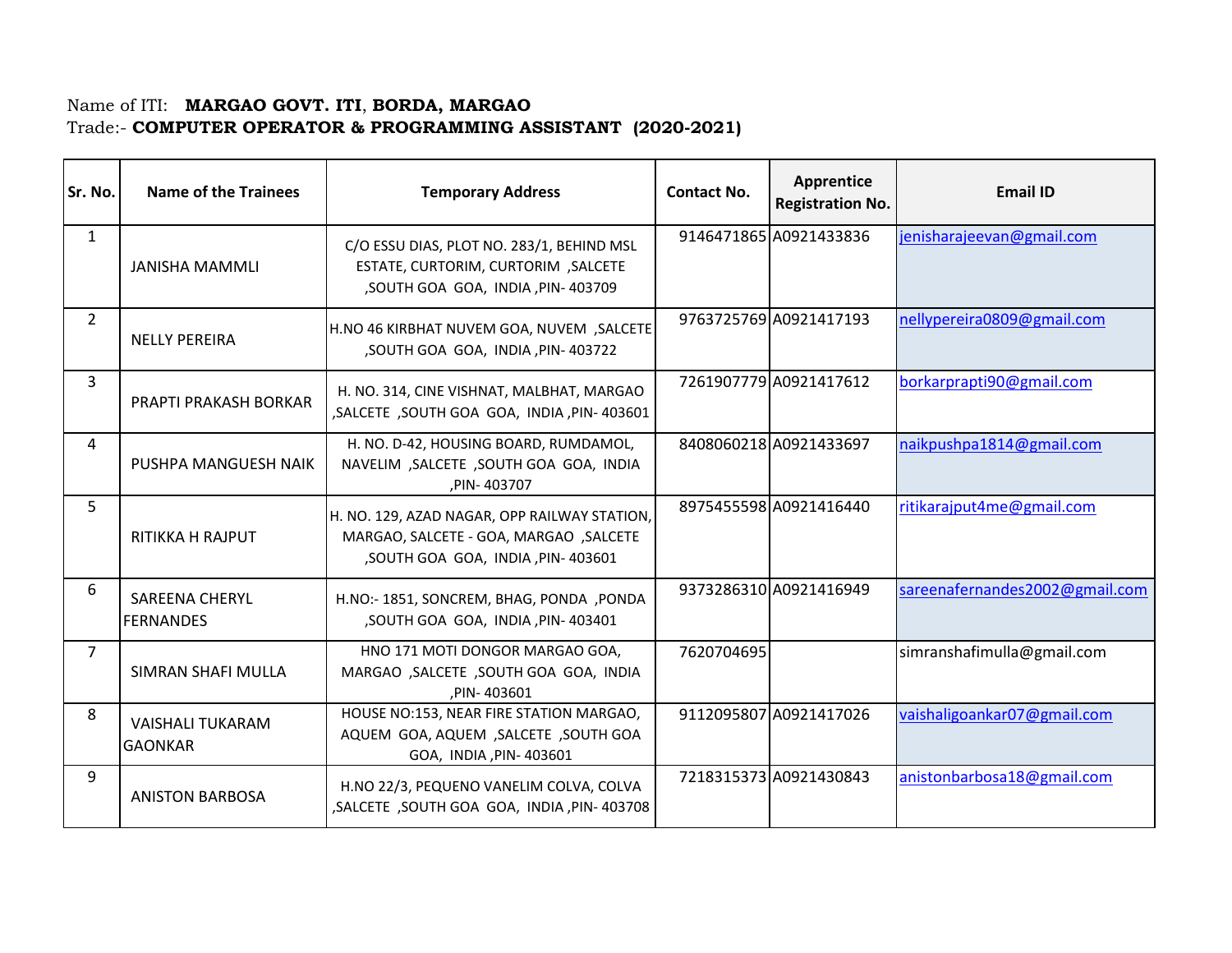Name of ITI: **MARGAO GOVT. ITI, BORDA, MARGAO**
Trade:- **COMPUTER OPERATOR & PROGRAMMING ASSISTANT (2020-2021)**

| Sr. No. | Name of the Trainees | Temporary Address | Contact No. | Apprentice Registration No. | Email ID |
|---|---|---|---|---|---|
| 1 | JANISHA MAMMLI | C/O ESSU DIAS, PLOT NO. 283/1, BEHIND MSL ESTATE, CURTORIM, CURTORIM ,SALCETE ,SOUTH GOA GOA, INDIA ,PIN- 403709 | 9146471865 | A0921433836 | jenisharajeevan@gmail.com |
| 2 | NELLY PEREIRA | H.NO 46 KIRBHAT NUVEM GOA, NUVEM ,SALCETE ,SOUTH GOA GOA, INDIA ,PIN- 403722 | 9763725769 | A0921417193 | nellypereira0809@gmail.com |
| 3 | PRAPTI PRAKASH BORKAR | H. NO. 314, CINE VISHNAT, MALBHAT, MARGAO ,SALCETE ,SOUTH GOA GOA, INDIA ,PIN- 403601 | 7261907779 | A0921417612 | borkarprapti90@gmail.com |
| 4 | PUSHPA MANGUESH NAIK | H. NO. D-42, HOUSING BOARD, RUMDAMOL, NAVELIM ,SALCETE ,SOUTH GOA GOA, INDIA ,PIN- 403707 | 8408060218 | A0921433697 | naikpushpa1814@gmail.com |
| 5 | RITIKKA H RAJPUT | H. NO. 129, AZAD NAGAR, OPP RAILWAY STATION, MARGAO, SALCETE - GOA, MARGAO ,SALCETE ,SOUTH GOA GOA, INDIA ,PIN- 403601 | 8975455598 | A0921416440 | ritikarajput4me@gmail.com |
| 6 | SAREENA CHERYL FERNANDES | H.NO:- 1851, SONCREM, BHAG, PONDA ,PONDA ,SOUTH GOA GOA, INDIA ,PIN- 403401 | 9373286310 | A0921416949 | sareenafernandes2002@gmail.com |
| 7 | SIMRAN SHAFI MULLA | HNO 171 MOTI DONGOR MARGAO GOA, MARGAO ,SALCETE ,SOUTH GOA GOA, INDIA ,PIN- 403601 | 7620704695 | | simranshafimulla@gmail.com |
| 8 | VAISHALI TUKARAM GAONKAR | HOUSE NO:153, NEAR FIRE STATION MARGAO, AQUEM GOA, AQUEM ,SALCETE ,SOUTH GOA GOA, INDIA ,PIN- 403601 | 9112095807 | A0921417026 | vaishaligoankar07@gmail.com |
| 9 | ANISTON BARBOSA | H.NO 22/3, PEQUENO VANELIM COLVA, COLVA ,SALCETE ,SOUTH GOA GOA, INDIA ,PIN- 403708 | 7218315373 | A0921430843 | anistonbarbosa18@gmail.com |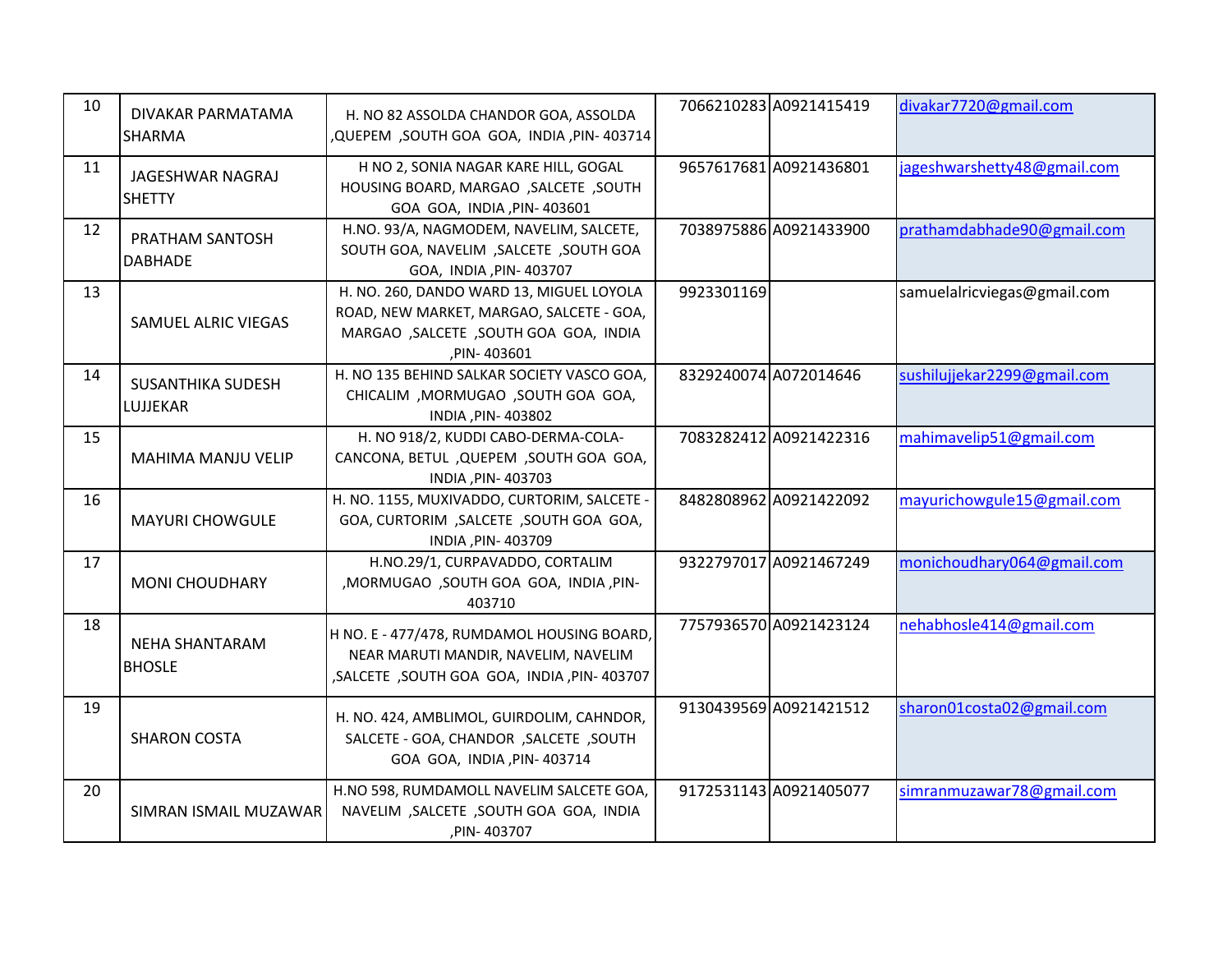| 10 | DIVAKAR PARMATAMA SHARMA | H. NO 82 ASSOLDA CHANDOR GOA, ASSOLDA ,QUEPEM ,SOUTH GOA GOA, INDIA ,PIN- 403714 | 7066210283 | A0921415419 | divakar7720@gmail.com |
|---|---|---|---|---|---|
| 11 | JAGESHWAR NAGRAJ SHETTY | H NO 2, SONIA NAGAR KARE HILL, GOGAL HOUSING BOARD, MARGAO ,SALCETE ,SOUTH GOA GOA, INDIA ,PIN- 403601 | 9657617681 | A0921436801 | jageshwarshetty48@gmail.com |
| 12 | PRATHAM SANTOSH DABHADE | H.NO. 93/A, NAGMODEM, NAVELIM, SALCETE, SOUTH GOA, NAVELIM ,SALCETE ,SOUTH GOA GOA, INDIA ,PIN- 403707 | 7038975886 | A0921433900 | prathamdabhade90@gmail.com |
| 13 | SAMUEL ALRIC VIEGAS | H. NO. 260, DANDO WARD 13, MIGUEL LOYOLA ROAD, NEW MARKET, MARGAO, SALCETE - GOA, MARGAO ,SALCETE ,SOUTH GOA GOA, INDIA ,PIN- 403601 | 9923301169 | | samuelalricviegas@gmail.com |
| 14 | SUSANTHIKA SUDESH LUJJEKAR | H. NO 135 BEHIND SALKAR SOCIETY VASCO GOA, CHICALIM ,MORMUGAO ,SOUTH GOA GOA, INDIA ,PIN- 403802 | 8329240074 | A072014646 | sushilujjekar2299@gmail.com |
| 15 | MAHIMA MANJU VELIP | H. NO 918/2, KUDDI CABO-DERMA-COLA-CANCONA, BETUL ,QUEPEM ,SOUTH GOA GOA, INDIA ,PIN- 403703 | 7083282412 | A0921422316 | mahimavelip51@gmail.com |
| 16 | MAYURI CHOWGULE | H. NO. 1155, MUXIVADDO, CURTORIM, SALCETE - GOA, CURTORIM ,SALCETE ,SOUTH GOA GOA, INDIA ,PIN- 403709 | 8482808962 | A0921422092 | mayurichowgule15@gmail.com |
| 17 | MONI CHOUDHARY | H.NO.29/1, CURPAVADDO, CORTALIM ,MORMUGAO ,SOUTH GOA GOA, INDIA ,PIN- 403710 | 9322797017 | A0921467249 | monichoudhary064@gmail.com |
| 18 | NEHA SHANTARAM BHOSLE | H NO. E - 477/478, RUMDAMOL HOUSING BOARD, NEAR MARUTI MANDIR, NAVELIM, NAVELIM ,SALCETE ,SOUTH GOA GOA, INDIA ,PIN- 403707 | 7757936570 | A0921423124 | nehabhosle414@gmail.com |
| 19 | SHARON COSTA | H. NO. 424, AMBLIMOL, GUIRDOLIM, CAHNDOR, SALCETE - GOA, CHANDOR ,SALCETE ,SOUTH GOA GOA, INDIA ,PIN- 403714 | 9130439569 | A0921421512 | sharon01costa02@gmail.com |
| 20 | SIMRAN ISMAIL MUZAWAR | H.NO 598, RUMDAMOLL NAVELIM SALCETE GOA, NAVELIM ,SALCETE ,SOUTH GOA GOA, INDIA ,PIN- 403707 | 9172531143 | A0921405077 | simranmuzawar78@gmail.com |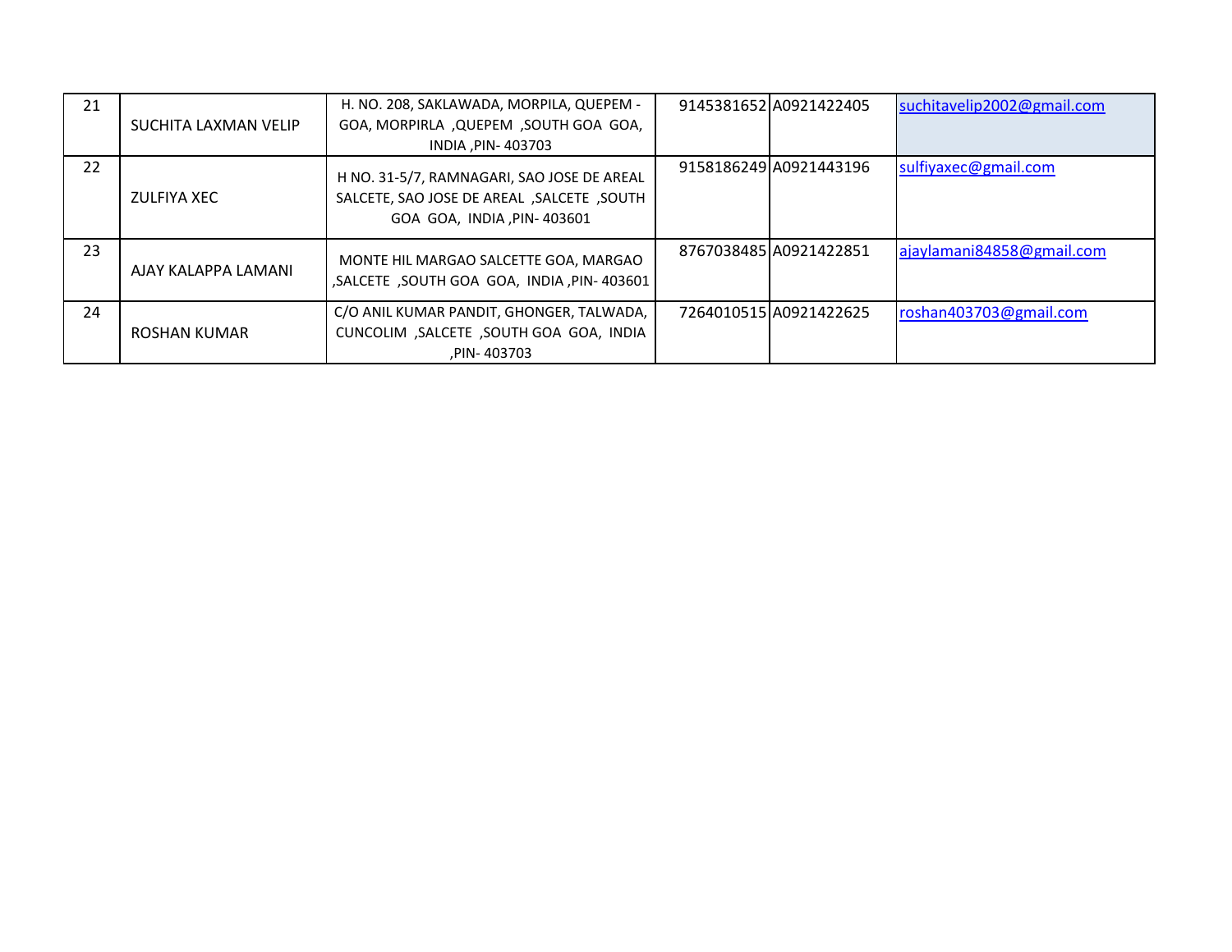| | | | | | |
|---|---|---|---|---|---|
| 21 | SUCHITA LAXMAN VELIP | H. NO. 208, SAKLAWADA, MORPILA, QUEPEM - GOA, MORPIRLA ,QUEPEM ,SOUTH GOA GOA, INDIA ,PIN- 403703 | 9145381652 | A0921422405 | suchitavelip2002@gmail.com |
| 22 | ZULFIYA XEC | H NO. 31-5/7, RAMNAGARI, SAO JOSE DE AREAL SALCETE, SAO JOSE DE AREAL ,SALCETE ,SOUTH GOA GOA, INDIA ,PIN- 403601 | 9158186249 | A0921443196 | sulfiyaxec@gmail.com |
| 23 | AJAY KALAPPA LAMANI | MONTE HIL MARGAO SALCETTE GOA, MARGAO ,SALCETE ,SOUTH GOA GOA, INDIA ,PIN- 403601 | 8767038485 | A0921422851 | ajaylamani84858@gmail.com |
| 24 | ROSHAN KUMAR | C/O ANIL KUMAR PANDIT, GHONGER, TALWADA, CUNCOLIM ,SALCETE ,SOUTH GOA GOA, INDIA ,PIN- 403703 | 7264010515 | A0921422625 | roshan403703@gmail.com |